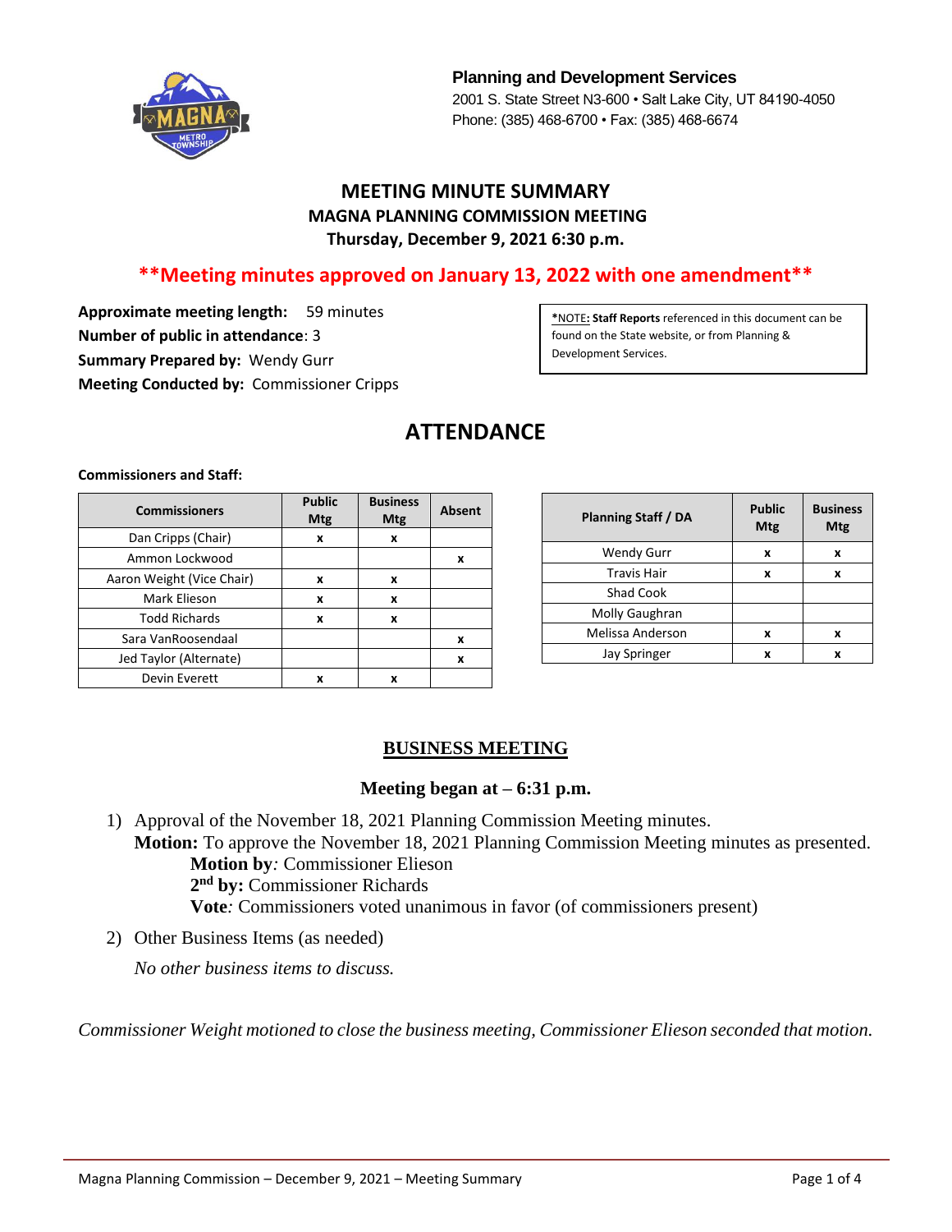**Planning and Development Services**
2001 S. State Street N3-600 • Salt Lake City, UT 84190-4050
Phone: (385) 468-6700 • Fax: (385) 468-6674

# MEETING MINUTE SUMMARY
## MAGNA PLANNING COMMISSION MEETING
### Thursday, December 9, 2021 6:30 p.m.

**\*\*Meeting minutes approved on January 13, 2022 with one amendment\*\***

**Approximate meeting length:** 59 minutes
**Number of public in attendance**: 3
**Summary Prepared by:** Wendy Gurr
**Meeting Conducted by:** Commissioner Cripps

*NOTE: **Staff Reports** referenced in this document can be found on the State website, or from Planning & Development Services.

# ATTENDANCE

**Commissioners and Staff:**

| Commissioners | Public Mtg | Business Mtg | Absent |
|---|---|---|---|
| Dan Cripps (Chair) | x | x | |
| Ammon Lockwood | | | x |
| Aaron Weight (Vice Chair) | x | x | |
| Mark Elieson | x | x | |
| Todd Richards | x | x | |
| Sara VanRoosendaal | | | x |
| Jed Taylor (Alternate) | | | x |
| Devin Everett | x | x | |

| Planning Staff / DA | Public Mtg | Business Mtg |
|---|---|---|
| Wendy Gurr | x | x |
| Travis Hair | x | x |
| Shad Cook | | |
| Molly Gaughran | | |
| Melissa Anderson | x | x |
| Jay Springer | x | x |

## BUSINESS MEETING

**Meeting began at – 6:31 p.m.**

1) Approval of the November 18, 2021 Planning Commission Meeting minutes.
   **Motion:** To approve the November 18, 2021 Planning Commission Meeting minutes as presented.
   **Motion by***:* Commissioner Elieson
   **2nd by:** Commissioner Richards
   **Vote***:* Commissioners voted unanimous in favor (of commissioners present)

2) Other Business Items (as needed)
   *No other business items to discuss.*

*Commissioner Weight motioned to close the business meeting, Commissioner Elieson seconded that motion.*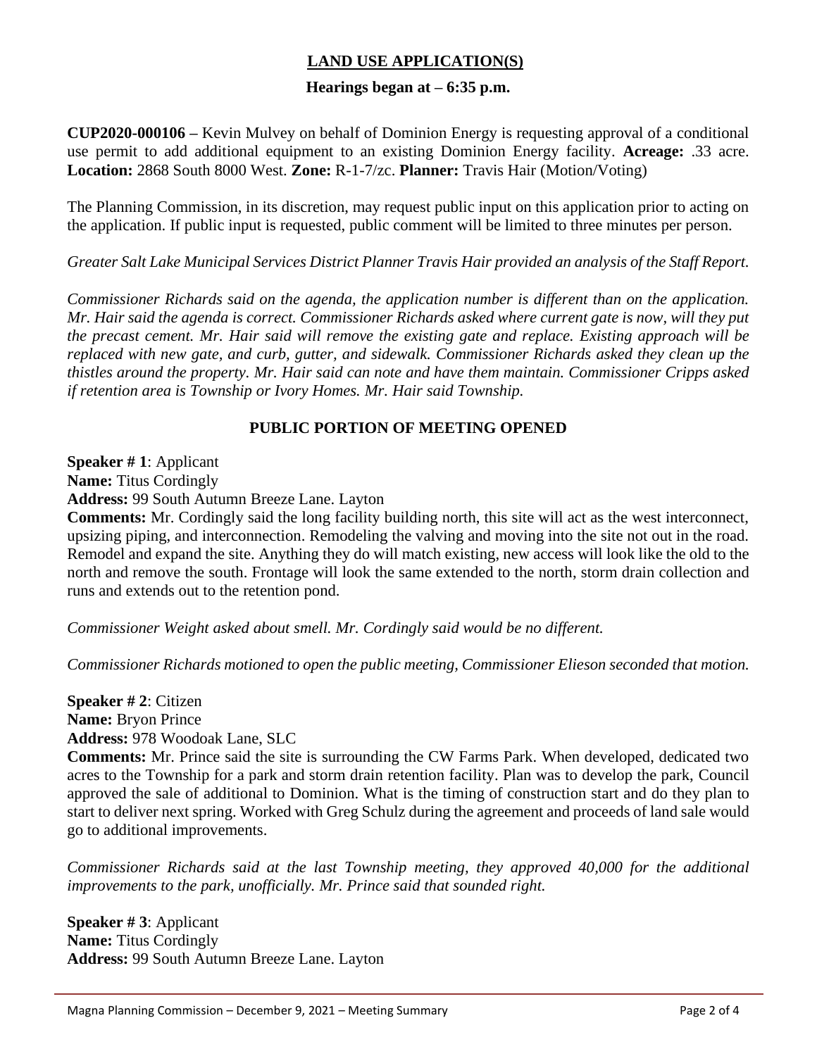## LAND USE APPLICATION(S)

**Hearings began at – 6:35 p.m.**

**CUP2020-000106** – Kevin Mulvey on behalf of Dominion Energy is requesting approval of a conditional use permit to add additional equipment to an existing Dominion Energy facility. **Acreage:** .33 acre. **Location:** 2868 South 8000 West. **Zone:** R-1-7/zc. **Planner:** Travis Hair (Motion/Voting)

The Planning Commission, in its discretion, may request public input on this application prior to acting on the application. If public input is requested, public comment will be limited to three minutes per person.

*Greater Salt Lake Municipal Services District Planner Travis Hair provided an analysis of the Staff Report.*

*Commissioner Richards said on the agenda, the application number is different than on the application. Mr. Hair said the agenda is correct. Commissioner Richards asked where current gate is now, will they put the precast cement. Mr. Hair said will remove the existing gate and replace. Existing approach will be replaced with new gate, and curb, gutter, and sidewalk. Commissioner Richards asked they clean up the thistles around the property. Mr. Hair said can note and have them maintain. Commissioner Cripps asked if retention area is Township or Ivory Homes. Mr. Hair said Township.*

**PUBLIC PORTION OF MEETING OPENED**

**Speaker # 1**: Applicant  
**Name:** Titus Cordingly  
**Address:** 99 South Autumn Breeze Lane. Layton  
**Comments:** Mr. Cordingly said the long facility building north, this site will act as the west interconnect, upsizing piping, and interconnection. Remodeling the valving and moving into the site not out in the road. Remodel and expand the site. Anything they do will match existing, new access will look like the old to the north and remove the south. Frontage will look the same extended to the north, storm drain collection and runs and extends out to the retention pond.

*Commissioner Weight asked about smell. Mr. Cordingly said would be no different.*

*Commissioner Richards motioned to open the public meeting, Commissioner Elieson seconded that motion.*

**Speaker # 2**: Citizen  
**Name:** Bryon Prince  
**Address:** 978 Woodoak Lane, SLC  
**Comments:** Mr. Prince said the site is surrounding the CW Farms Park. When developed, dedicated two acres to the Township for a park and storm drain retention facility. Plan was to develop the park, Council approved the sale of additional to Dominion. What is the timing of construction start and do they plan to start to deliver next spring. Worked with Greg Schulz during the agreement and proceeds of land sale would go to additional improvements.

*Commissioner Richards said at the last Township meeting, they approved 40,000 for the additional improvements to the park, unofficially. Mr. Prince said that sounded right.*

**Speaker # 3**: Applicant  
**Name:** Titus Cordingly  
**Address:** 99 South Autumn Breeze Lane. Layton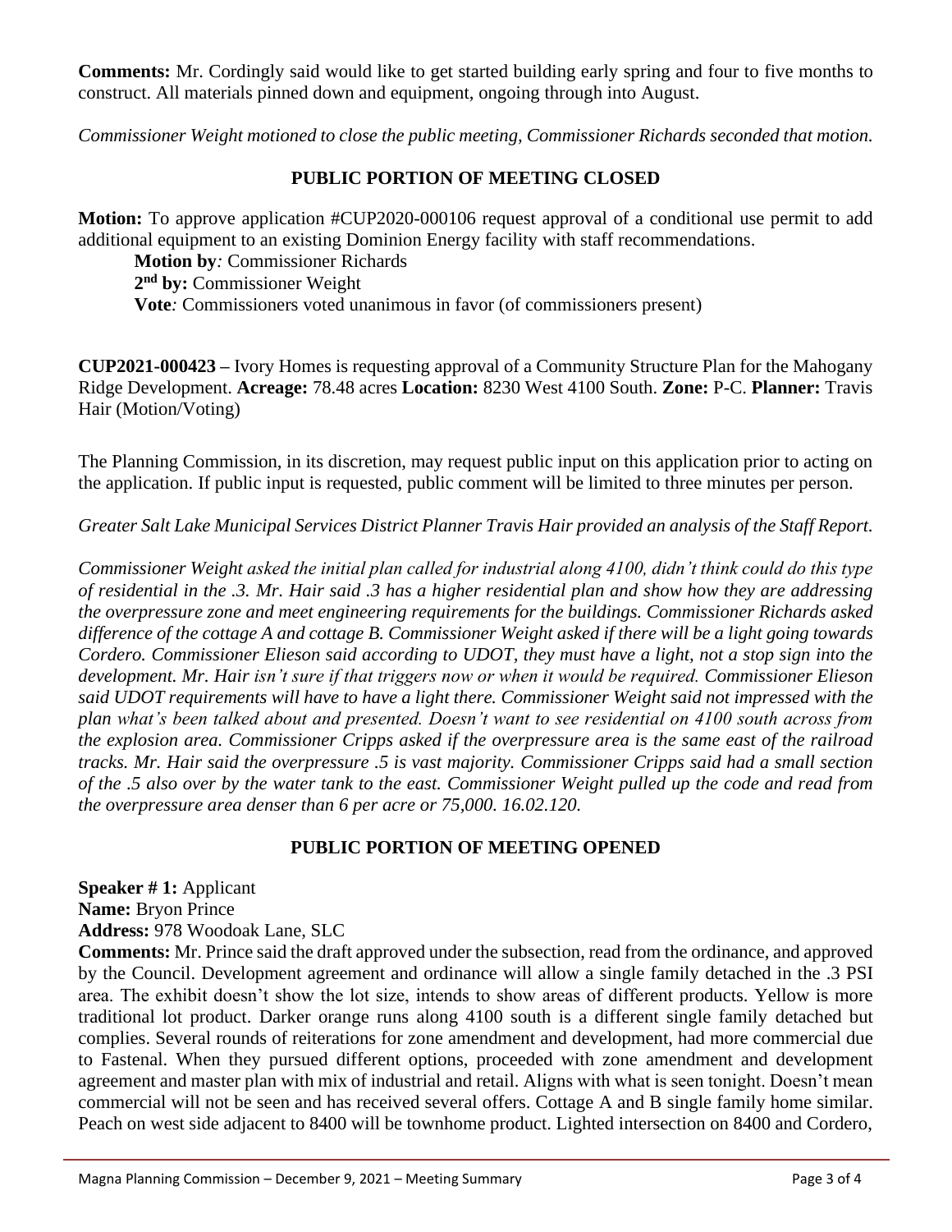**Comments:** Mr. Cordingly said would like to get started building early spring and four to five months to construct. All materials pinned down and equipment, ongoing through into August.

*Commissioner Weight motioned to close the public meeting, Commissioner Richards seconded that motion.*

## PUBLIC PORTION OF MEETING CLOSED

**Motion:** To approve application #CUP2020-000106 request approval of a conditional use permit to add additional equipment to an existing Dominion Energy facility with staff recommendations.

**Motion by***:* Commissioner Richards
**2nd by:** Commissioner Weight
**Vote***:* Commissioners voted unanimous in favor (of commissioners present)

**CUP2021-000423 –** Ivory Homes is requesting approval of a Community Structure Plan for the Mahogany Ridge Development. **Acreage:** 78.48 acres **Location:** 8230 West 4100 South. **Zone:** P-C. **Planner:** Travis Hair (Motion/Voting)

The Planning Commission, in its discretion, may request public input on this application prior to acting on the application. If public input is requested, public comment will be limited to three minutes per person.

*Greater Salt Lake Municipal Services District Planner Travis Hair provided an analysis of the Staff Report.*

*Commissioner Weight asked the initial plan called for industrial along 4100, didn't think could do this type of residential in the .3. Mr. Hair said .3 has a higher residential plan and show how they are addressing the overpressure zone and meet engineering requirements for the buildings. Commissioner Richards asked difference of the cottage A and cottage B. Commissioner Weight asked if there will be a light going towards Cordero. Commissioner Elieson said according to UDOT, they must have a light, not a stop sign into the development. Mr. Hair isn't sure if that triggers now or when it would be required. Commissioner Elieson said UDOT requirements will have to have a light there. Commissioner Weight said not impressed with the plan what's been talked about and presented. Doesn't want to see residential on 4100 south across from the explosion area. Commissioner Cripps asked if the overpressure area is the same east of the railroad tracks. Mr. Hair said the overpressure .5 is vast majority. Commissioner Cripps said had a small section of the .5 also over by the water tank to the east. Commissioner Weight pulled up the code and read from the overpressure area denser than 6 per acre or 75,000. 16.02.120.*

## PUBLIC PORTION OF MEETING OPENED

**Speaker # 1:** Applicant
**Name:** Bryon Prince
**Address:** 978 Woodoak Lane, SLC
**Comments:** Mr. Prince said the draft approved under the subsection, read from the ordinance, and approved by the Council. Development agreement and ordinance will allow a single family detached in the .3 PSI area. The exhibit doesn't show the lot size, intends to show areas of different products. Yellow is more traditional lot product. Darker orange runs along 4100 south is a different single family detached but complies. Several rounds of reiterations for zone amendment and development, had more commercial due to Fastenal. When they pursued different options, proceeded with zone amendment and development agreement and master plan with mix of industrial and retail. Aligns with what is seen tonight. Doesn't mean commercial will not be seen and has received several offers. Cottage A and B single family home similar. Peach on west side adjacent to 8400 will be townhome product. Lighted intersection on 8400 and Cordero,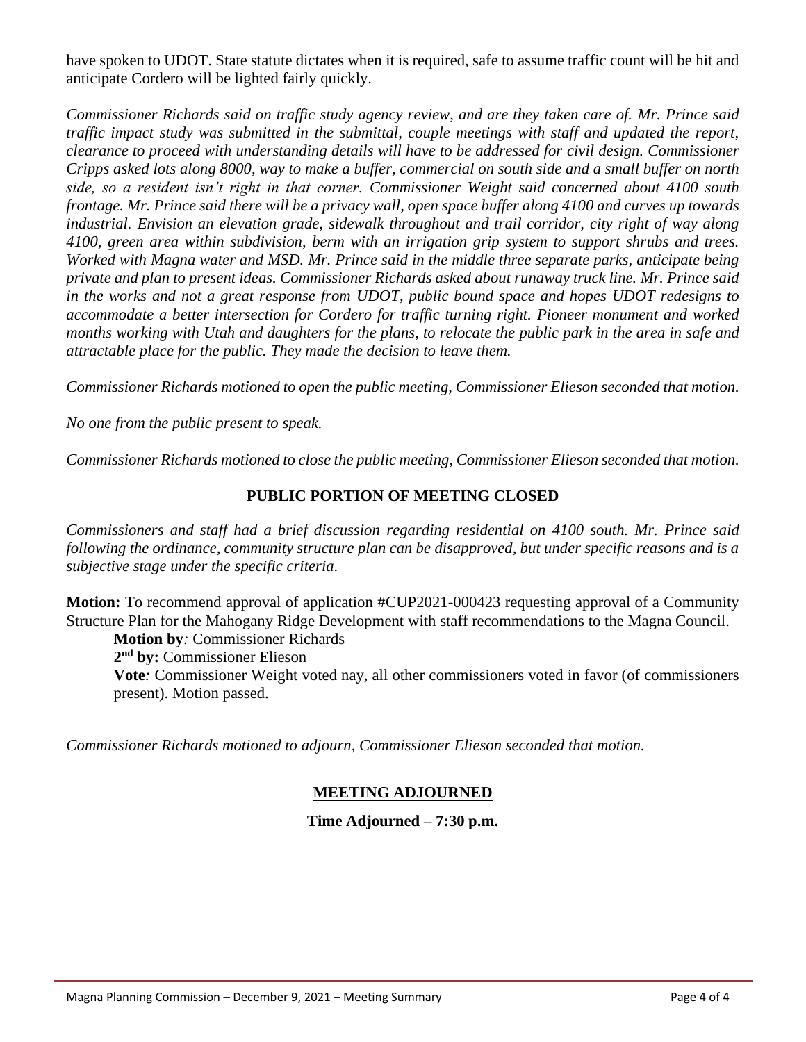have spoken to UDOT. State statute dictates when it is required, safe to assume traffic count will be hit and anticipate Cordero will be lighted fairly quickly.

*Commissioner Richards said on traffic study agency review, and are they taken care of. Mr. Prince said traffic impact study was submitted in the submittal, couple meetings with staff and updated the report, clearance to proceed with understanding details will have to be addressed for civil design. Commissioner Cripps asked lots along 8000, way to make a buffer, commercial on south side and a small buffer on north side, so a resident isn't right in that corner. Commissioner Weight said concerned about 4100 south frontage. Mr. Prince said there will be a privacy wall, open space buffer along 4100 and curves up towards industrial. Envision an elevation grade, sidewalk throughout and trail corridor, city right of way along 4100, green area within subdivision, berm with an irrigation grip system to support shrubs and trees. Worked with Magna water and MSD. Mr. Prince said in the middle three separate parks, anticipate being private and plan to present ideas. Commissioner Richards asked about runaway truck line. Mr. Prince said in the works and not a great response from UDOT, public bound space and hopes UDOT redesigns to accommodate a better intersection for Cordero for traffic turning right. Pioneer monument and worked months working with Utah and daughters for the plans, to relocate the public park in the area in safe and attractable place for the public. They made the decision to leave them.*

*Commissioner Richards motioned to open the public meeting, Commissioner Elieson seconded that motion.*

*No one from the public present to speak.*

*Commissioner Richards motioned to close the public meeting, Commissioner Elieson seconded that motion.*

## PUBLIC PORTION OF MEETING CLOSED

*Commissioners and staff had a brief discussion regarding residential on 4100 south. Mr. Prince said following the ordinance, community structure plan can be disapproved, but under specific reasons and is a subjective stage under the specific criteria.*

**Motion:** To recommend approval of application #CUP2021-000423 requesting approval of a Community Structure Plan for the Mahogany Ridge Development with staff recommendations to the Magna Council.

**Motion by***:* Commissioner Richards
**2nd by:** Commissioner Elieson
**Vote***:* Commissioner Weight voted nay, all other commissioners voted in favor (of commissioners present). Motion passed.

*Commissioner Richards motioned to adjourn, Commissioner Elieson seconded that motion.*

## MEETING ADJOURNED

**Time Adjourned – 7:30 p.m.**